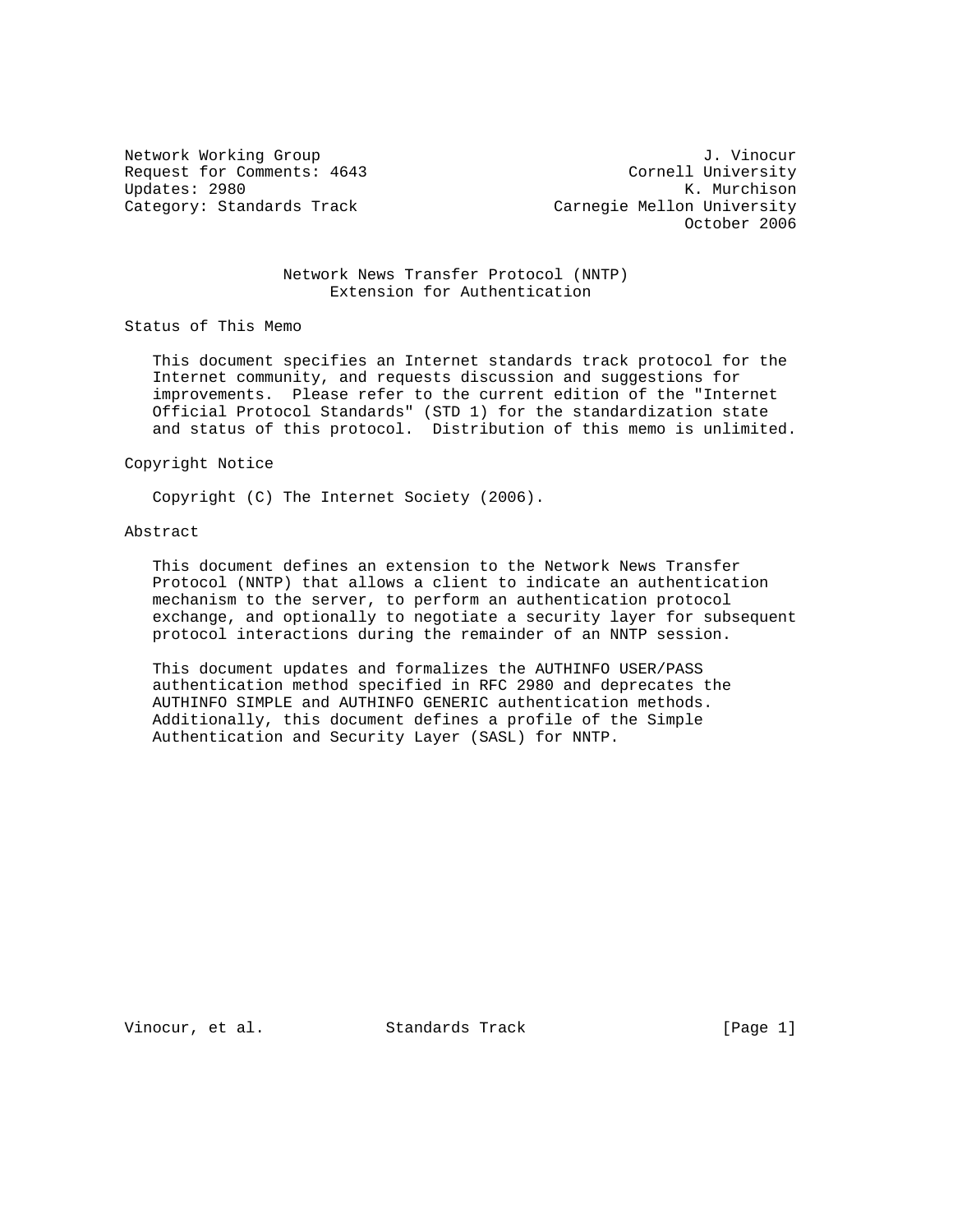Network Working Group J. Vinocur
Request for Comments: 4643 Cornell University
Updates: 2980 K. Murchison
Category: Standards Track Carnegie Mellon University
October 2006

# Network News Transfer Protocol (NNTP) Extension for Authentication

## Status of This Memo

This document specifies an Internet standards track protocol for the Internet community, and requests discussion and suggestions for improvements. Please refer to the current edition of the "Internet Official Protocol Standards" (STD 1) for the standardization state and status of this protocol. Distribution of this memo is unlimited.

## Copyright Notice

Copyright (C) The Internet Society (2006).

## Abstract

This document defines an extension to the Network News Transfer Protocol (NNTP) that allows a client to indicate an authentication mechanism to the server, to perform an authentication protocol exchange, and optionally to negotiate a security layer for subsequent protocol interactions during the remainder of an NNTP session.

This document updates and formalizes the AUTHINFO USER/PASS authentication method specified in RFC 2980 and deprecates the AUTHINFO SIMPLE and AUTHINFO GENERIC authentication methods. Additionally, this document defines a profile of the Simple Authentication and Security Layer (SASL) for NNTP.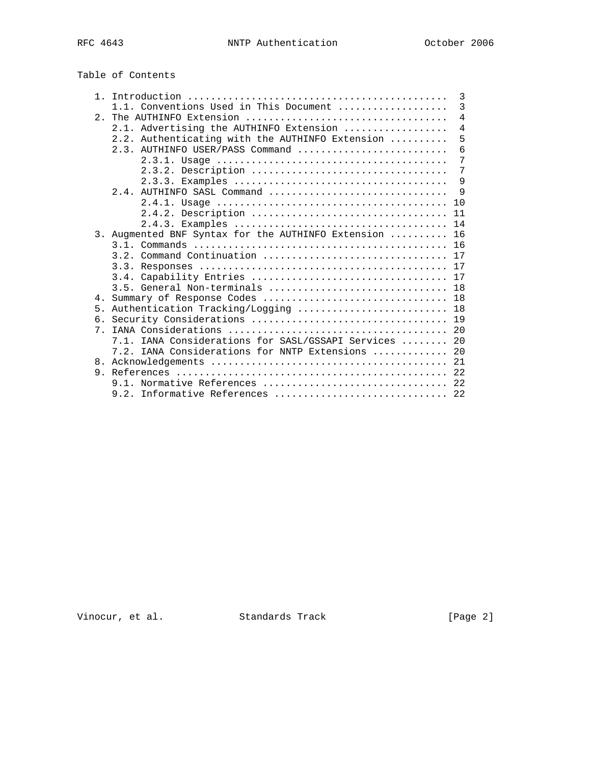## Table of Contents

```
   1. Introduction ............................................  3
      1.1. Conventions Used in This Document ..................  3
   2. The AUTHINFO Extension ..................................  4
      2.1. Advertising the AUTHINFO Extension .................  4
      2.2. Authenticating with the AUTHINFO Extension ..........  5
      2.3. AUTHINFO USER/PASS Command ..........................  6
           2.3.1. Usage .......................................  7
           2.3.2. Description .................................  7
           2.3.3. Examples ....................................  9
      2.4. AUTHINFO SASL Command ...............................  9
           2.4.1. Usage ....................................... 10
           2.4.2. Description ................................. 11
           2.4.3. Examples .................................... 14
   3. Augmented BNF Syntax for the AUTHINFO Extension .......... 16
      3.1. Commands ........................................... 16
      3.2. Command Continuation ............................... 17
      3.3. Responses .......................................... 17
      3.4. Capability Entries ................................. 17
      3.5. General Non-terminals .............................. 18
   4. Summary of Response Codes ............................... 18
   5. Authentication Tracking/Logging ......................... 18
   6. Security Considerations ................................. 19
   7. IANA Considerations ..................................... 20
      7.1. IANA Considerations for SASL/GSSAPI Services ........ 20
      7.2. IANA Considerations for NNTP Extensions ............. 20
   8. Acknowledgements ........................................ 21
   9. References .............................................. 22
      9.1. Normative References ............................... 22
      9.2. Informative References ............................. 22
```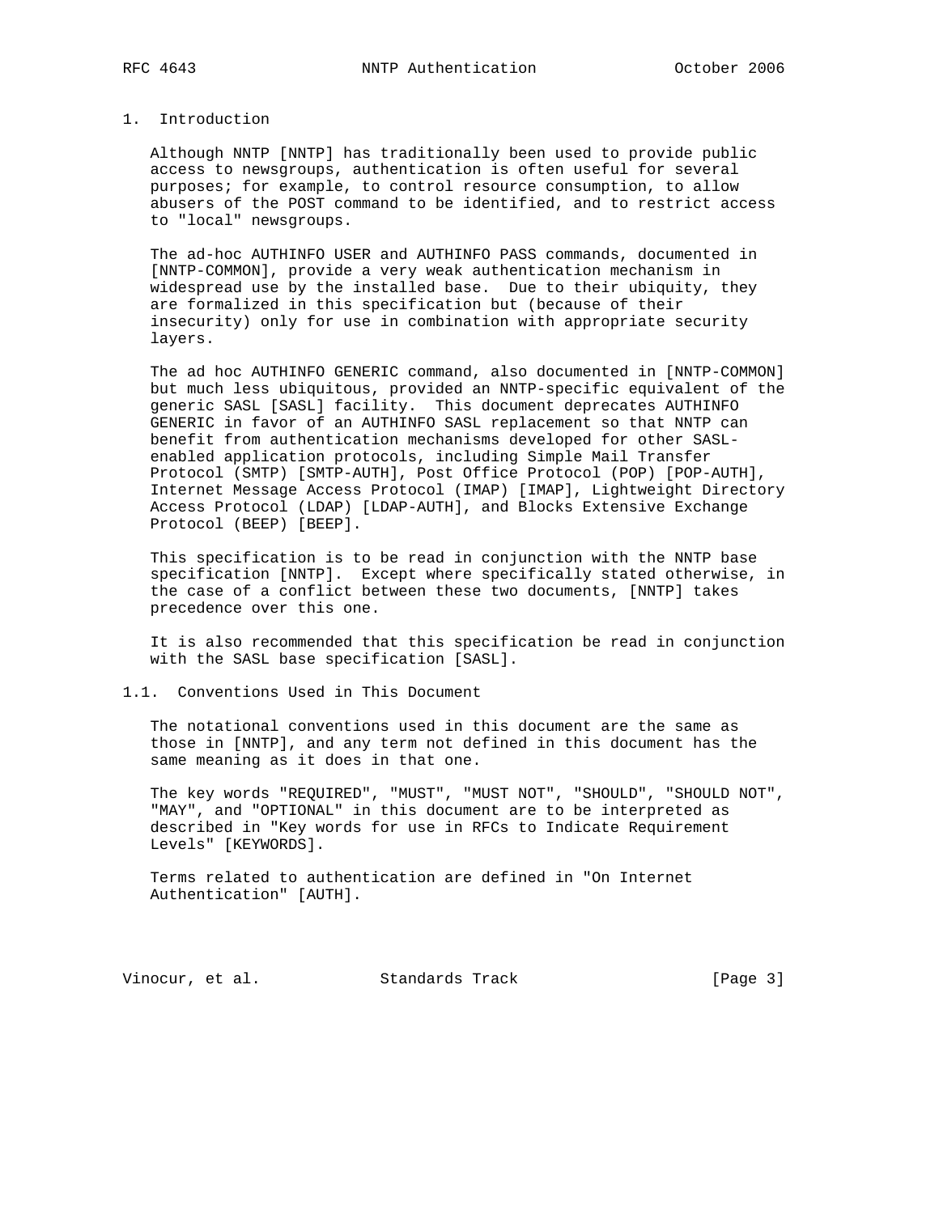# 1. Introduction

Although NNTP [NNTP] has traditionally been used to provide public access to newsgroups, authentication is often useful for several purposes; for example, to control resource consumption, to allow abusers of the POST command to be identified, and to restrict access to "local" newsgroups.

The ad-hoc AUTHINFO USER and AUTHINFO PASS commands, documented in [NNTP-COMMON], provide a very weak authentication mechanism in widespread use by the installed base. Due to their ubiquity, they are formalized in this specification but (because of their insecurity) only for use in combination with appropriate security layers.

The ad hoc AUTHINFO GENERIC command, also documented in [NNTP-COMMON] but much less ubiquitous, provided an NNTP-specific equivalent of the generic SASL [SASL] facility. This document deprecates AUTHINFO GENERIC in favor of an AUTHINFO SASL replacement so that NNTP can benefit from authentication mechanisms developed for other SASL-enabled application protocols, including Simple Mail Transfer Protocol (SMTP) [SMTP-AUTH], Post Office Protocol (POP) [POP-AUTH], Internet Message Access Protocol (IMAP) [IMAP], Lightweight Directory Access Protocol (LDAP) [LDAP-AUTH], and Blocks Extensive Exchange Protocol (BEEP) [BEEP].

This specification is to be read in conjunction with the NNTP base specification [NNTP]. Except where specifically stated otherwise, in the case of a conflict between these two documents, [NNTP] takes precedence over this one.

It is also recommended that this specification be read in conjunction with the SASL base specification [SASL].

## 1.1. Conventions Used in This Document

The notational conventions used in this document are the same as those in [NNTP], and any term not defined in this document has the same meaning as it does in that one.

The key words "REQUIRED", "MUST", "MUST NOT", "SHOULD", "SHOULD NOT", "MAY", and "OPTIONAL" in this document are to be interpreted as described in "Key words for use in RFCs to Indicate Requirement Levels" [KEYWORDS].

Terms related to authentication are defined in "On Internet Authentication" [AUTH].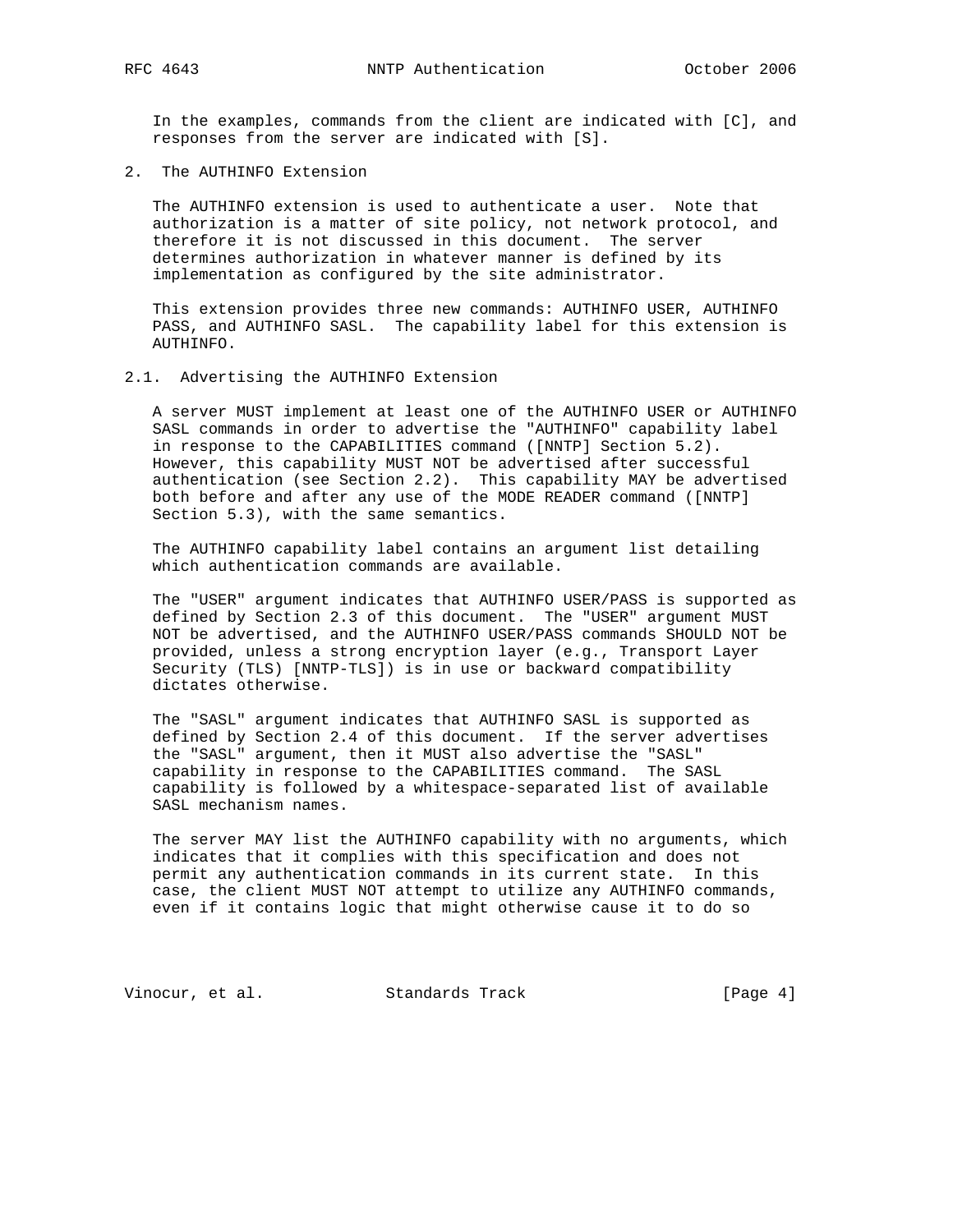In the examples, commands from the client are indicated with [C], and responses from the server are indicated with [S].

## 2. The AUTHINFO Extension

The AUTHINFO extension is used to authenticate a user. Note that authorization is a matter of site policy, not network protocol, and therefore it is not discussed in this document. The server determines authorization in whatever manner is defined by its implementation as configured by the site administrator.

This extension provides three new commands: AUTHINFO USER, AUTHINFO PASS, and AUTHINFO SASL. The capability label for this extension is AUTHINFO.

### 2.1. Advertising the AUTHINFO Extension

A server MUST implement at least one of the AUTHINFO USER or AUTHINFO SASL commands in order to advertise the "AUTHINFO" capability label in response to the CAPABILITIES command ([NNTP] Section 5.2). However, this capability MUST NOT be advertised after successful authentication (see Section 2.2). This capability MAY be advertised both before and after any use of the MODE READER command ([NNTP] Section 5.3), with the same semantics.

The AUTHINFO capability label contains an argument list detailing which authentication commands are available.

The "USER" argument indicates that AUTHINFO USER/PASS is supported as defined by Section 2.3 of this document. The "USER" argument MUST NOT be advertised, and the AUTHINFO USER/PASS commands SHOULD NOT be provided, unless a strong encryption layer (e.g., Transport Layer Security (TLS) [NNTP-TLS]) is in use or backward compatibility dictates otherwise.

The "SASL" argument indicates that AUTHINFO SASL is supported as defined by Section 2.4 of this document. If the server advertises the "SASL" argument, then it MUST also advertise the "SASL" capability in response to the CAPABILITIES command. The SASL capability is followed by a whitespace-separated list of available SASL mechanism names.

The server MAY list the AUTHINFO capability with no arguments, which indicates that it complies with this specification and does not permit any authentication commands in its current state. In this case, the client MUST NOT attempt to utilize any AUTHINFO commands, even if it contains logic that might otherwise cause it to do so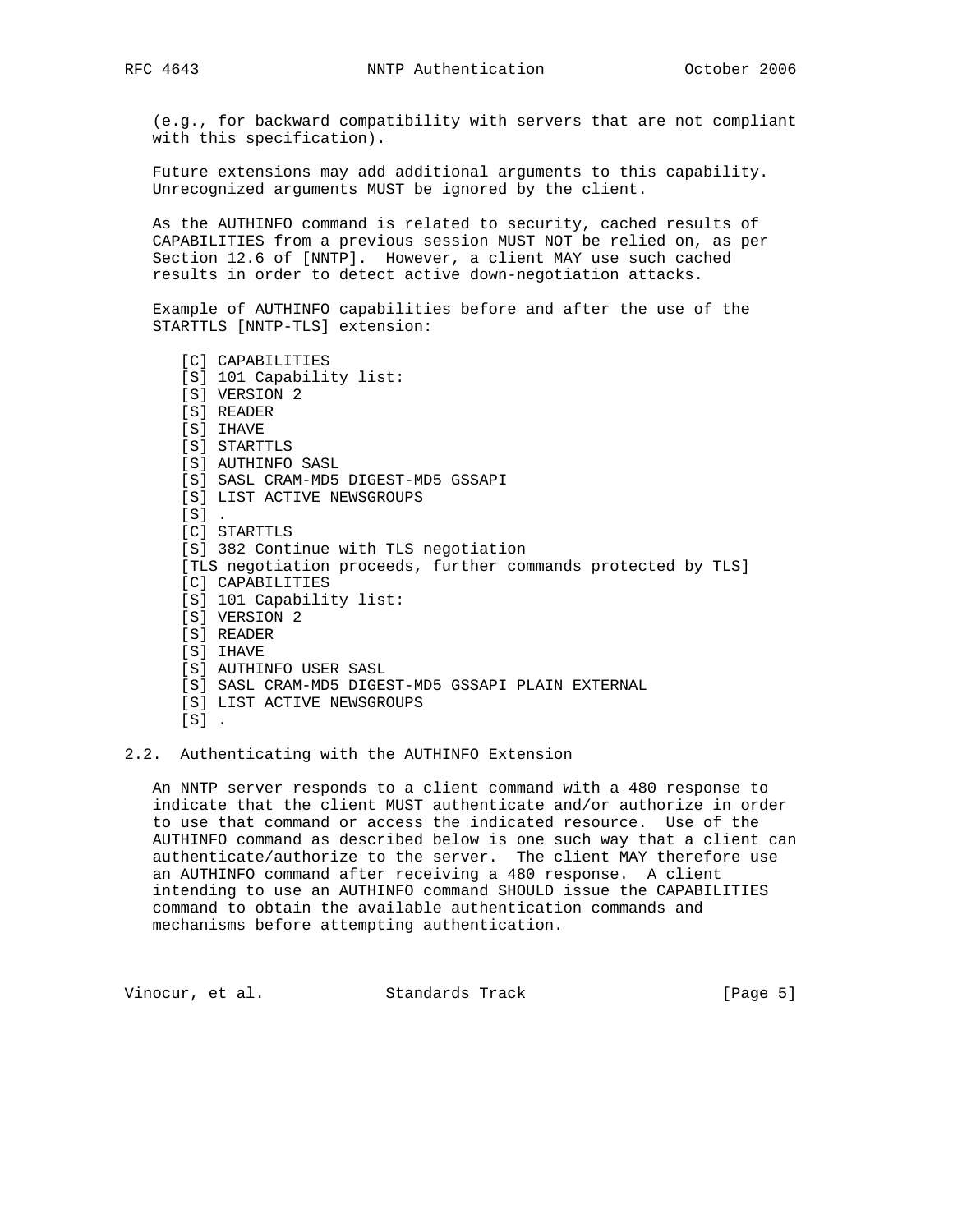(e.g., for backward compatibility with servers that are not compliant with this specification).

Future extensions may add additional arguments to this capability. Unrecognized arguments MUST be ignored by the client.

As the AUTHINFO command is related to security, cached results of CAPABILITIES from a previous session MUST NOT be relied on, as per Section 12.6 of [NNTP]. However, a client MAY use such cached results in order to detect active down-negotiation attacks.

Example of AUTHINFO capabilities before and after the use of the STARTTLS [NNTP-TLS] extension:

```
[C] CAPABILITIES
[S] 101 Capability list:
[S] VERSION 2
[S] READER
[S] IHAVE
[S] STARTTLS
[S] AUTHINFO SASL
[S] SASL CRAM-MD5 DIGEST-MD5 GSSAPI
[S] LIST ACTIVE NEWSGROUPS
[S] .
[C] STARTTLS
[S] 382 Continue with TLS negotiation
[TLS negotiation proceeds, further commands protected by TLS]
[C] CAPABILITIES
[S] 101 Capability list:
[S] VERSION 2
[S] READER
[S] IHAVE
[S] AUTHINFO USER SASL
[S] SASL CRAM-MD5 DIGEST-MD5 GSSAPI PLAIN EXTERNAL
[S] LIST ACTIVE NEWSGROUPS
[S] .
```

## 2.2. Authenticating with the AUTHINFO Extension

An NNTP server responds to a client command with a 480 response to indicate that the client MUST authenticate and/or authorize in order to use that command or access the indicated resource. Use of the AUTHINFO command as described below is one such way that a client can authenticate/authorize to the server. The client MAY therefore use an AUTHINFO command after receiving a 480 response. A client intending to use an AUTHINFO command SHOULD issue the CAPABILITIES command to obtain the available authentication commands and mechanisms before attempting authentication.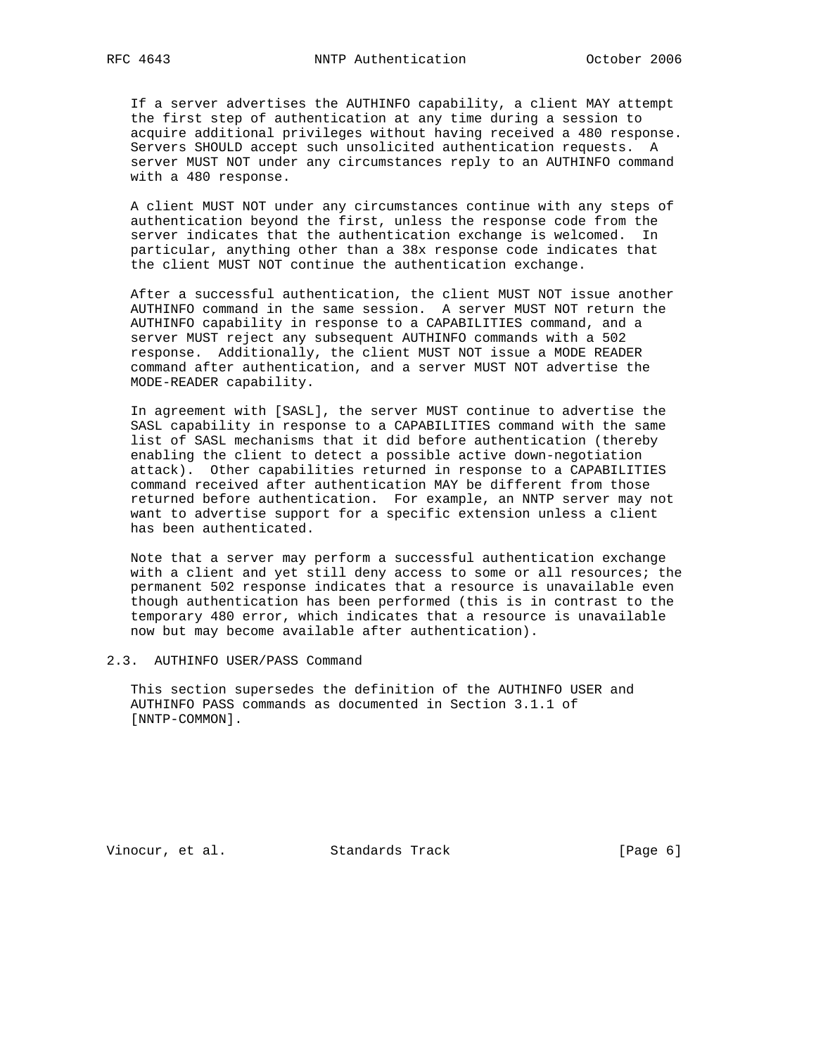If a server advertises the AUTHINFO capability, a client MAY attempt the first step of authentication at any time during a session to acquire additional privileges without having received a 480 response. Servers SHOULD accept such unsolicited authentication requests. A server MUST NOT under any circumstances reply to an AUTHINFO command with a 480 response.

A client MUST NOT under any circumstances continue with any steps of authentication beyond the first, unless the response code from the server indicates that the authentication exchange is welcomed. In particular, anything other than a 38x response code indicates that the client MUST NOT continue the authentication exchange.

After a successful authentication, the client MUST NOT issue another AUTHINFO command in the same session. A server MUST NOT return the AUTHINFO capability in response to a CAPABILITIES command, and a server MUST reject any subsequent AUTHINFO commands with a 502 response. Additionally, the client MUST NOT issue a MODE READER command after authentication, and a server MUST NOT advertise the MODE-READER capability.

In agreement with [SASL], the server MUST continue to advertise the SASL capability in response to a CAPABILITIES command with the same list of SASL mechanisms that it did before authentication (thereby enabling the client to detect a possible active down-negotiation attack). Other capabilities returned in response to a CAPABILITIES command received after authentication MAY be different from those returned before authentication. For example, an NNTP server may not want to advertise support for a specific extension unless a client has been authenticated.

Note that a server may perform a successful authentication exchange with a client and yet still deny access to some or all resources; the permanent 502 response indicates that a resource is unavailable even though authentication has been performed (this is in contrast to the temporary 480 error, which indicates that a resource is unavailable now but may become available after authentication).

### 2.3. AUTHINFO USER/PASS Command

This section supersedes the definition of the AUTHINFO USER and AUTHINFO PASS commands as documented in Section 3.1.1 of [NNTP-COMMON].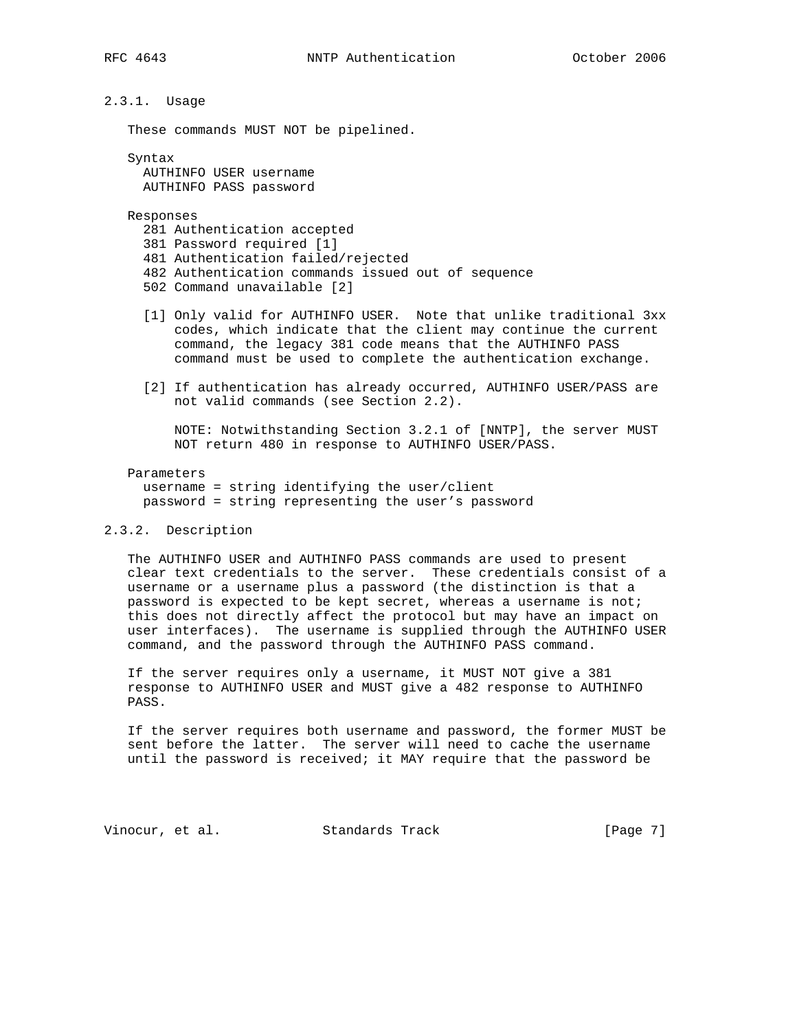#### 2.3.1. Usage

These commands MUST NOT be pipelined.

Syntax

```
AUTHINFO USER username
AUTHINFO PASS password
```

Responses

```
281 Authentication accepted
381 Password required [1]
481 Authentication failed/rejected
482 Authentication commands issued out of sequence
502 Command unavailable [2]
```

[1] Only valid for AUTHINFO USER. Note that unlike traditional 3xx codes, which indicate that the client may continue the current command, the legacy 381 code means that the AUTHINFO PASS command must be used to complete the authentication exchange.

[2] If authentication has already occurred, AUTHINFO USER/PASS are not valid commands (see Section 2.2).

NOTE: Notwithstanding Section 3.2.1 of [NNTP], the server MUST NOT return 480 in response to AUTHINFO USER/PASS.

Parameters

```
username = string identifying the user/client
password = string representing the user's password
```

#### 2.3.2. Description

The AUTHINFO USER and AUTHINFO PASS commands are used to present clear text credentials to the server. These credentials consist of a username or a username plus a password (the distinction is that a password is expected to be kept secret, whereas a username is not; this does not directly affect the protocol but may have an impact on user interfaces). The username is supplied through the AUTHINFO USER command, and the password through the AUTHINFO PASS command.

If the server requires only a username, it MUST NOT give a 381 response to AUTHINFO USER and MUST give a 482 response to AUTHINFO PASS.

If the server requires both username and password, the former MUST be sent before the latter. The server will need to cache the username until the password is received; it MAY require that the password be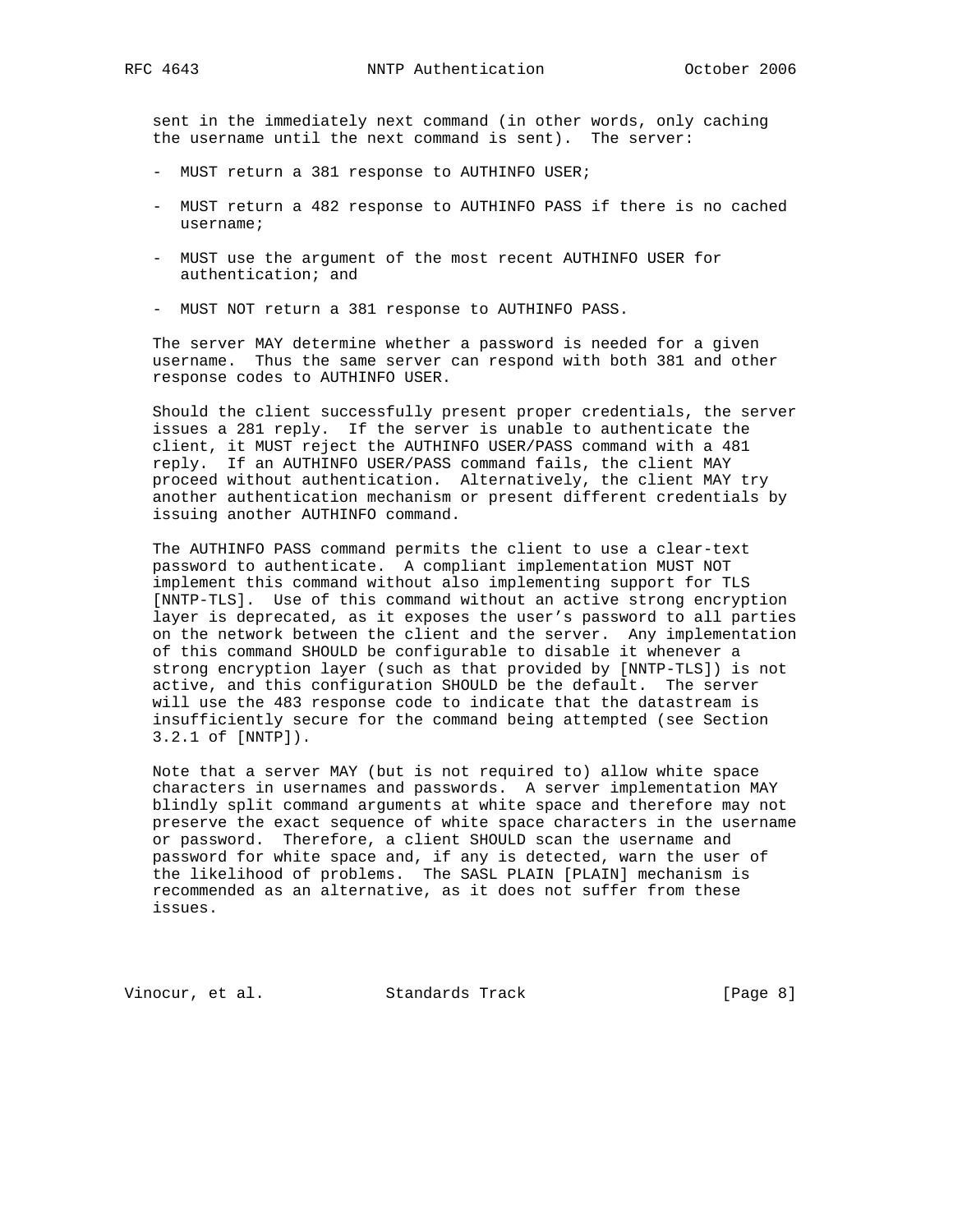sent in the immediately next command (in other words, only caching the username until the next command is sent). The server:

- MUST return a 381 response to AUTHINFO USER;
- MUST return a 482 response to AUTHINFO PASS if there is no cached username;
- MUST use the argument of the most recent AUTHINFO USER for authentication; and
- MUST NOT return a 381 response to AUTHINFO PASS.

The server MAY determine whether a password is needed for a given username. Thus the same server can respond with both 381 and other response codes to AUTHINFO USER.

Should the client successfully present proper credentials, the server issues a 281 reply. If the server is unable to authenticate the client, it MUST reject the AUTHINFO USER/PASS command with a 481 reply. If an AUTHINFO USER/PASS command fails, the client MAY proceed without authentication. Alternatively, the client MAY try another authentication mechanism or present different credentials by issuing another AUTHINFO command.

The AUTHINFO PASS command permits the client to use a clear-text password to authenticate. A compliant implementation MUST NOT implement this command without also implementing support for TLS [NNTP-TLS]. Use of this command without an active strong encryption layer is deprecated, as it exposes the user's password to all parties on the network between the client and the server. Any implementation of this command SHOULD be configurable to disable it whenever a strong encryption layer (such as that provided by [NNTP-TLS]) is not active, and this configuration SHOULD be the default. The server will use the 483 response code to indicate that the datastream is insufficiently secure for the command being attempted (see Section 3.2.1 of [NNTP]).

Note that a server MAY (but is not required to) allow white space characters in usernames and passwords. A server implementation MAY blindly split command arguments at white space and therefore may not preserve the exact sequence of white space characters in the username or password. Therefore, a client SHOULD scan the username and password for white space and, if any is detected, warn the user of the likelihood of problems. The SASL PLAIN [PLAIN] mechanism is recommended as an alternative, as it does not suffer from these issues.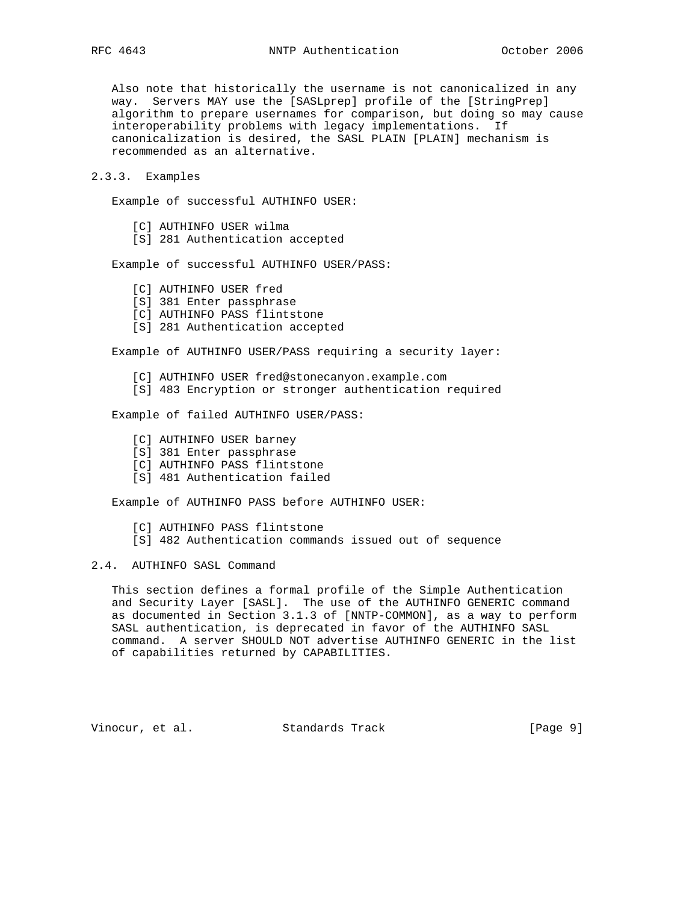Also note that historically the username is not canonicalized in any way. Servers MAY use the [SASLprep] profile of the [StringPrep] algorithm to prepare usernames for comparison, but doing so may cause interoperability problems with legacy implementations. If canonicalization is desired, the SASL PLAIN [PLAIN] mechanism is recommended as an alternative.

### 2.3.3. Examples

Example of successful AUTHINFO USER:

```
[C] AUTHINFO USER wilma
[S] 281 Authentication accepted
```

Example of successful AUTHINFO USER/PASS:

```
[C] AUTHINFO USER fred
[S] 381 Enter passphrase
[C] AUTHINFO PASS flintstone
[S] 281 Authentication accepted
```

Example of AUTHINFO USER/PASS requiring a security layer:

```
[C] AUTHINFO USER fred@stonecanyon.example.com
[S] 483 Encryption or stronger authentication required
```

Example of failed AUTHINFO USER/PASS:

```
[C] AUTHINFO USER barney
[S] 381 Enter passphrase
[C] AUTHINFO PASS flintstone
[S] 481 Authentication failed
```

Example of AUTHINFO PASS before AUTHINFO USER:

```
[C] AUTHINFO PASS flintstone
[S] 482 Authentication commands issued out of sequence
```

## 2.4. AUTHINFO SASL Command

This section defines a formal profile of the Simple Authentication and Security Layer [SASL]. The use of the AUTHINFO GENERIC command as documented in Section 3.1.3 of [NNTP-COMMON], as a way to perform SASL authentication, is deprecated in favor of the AUTHINFO SASL command. A server SHOULD NOT advertise AUTHINFO GENERIC in the list of capabilities returned by CAPABILITIES.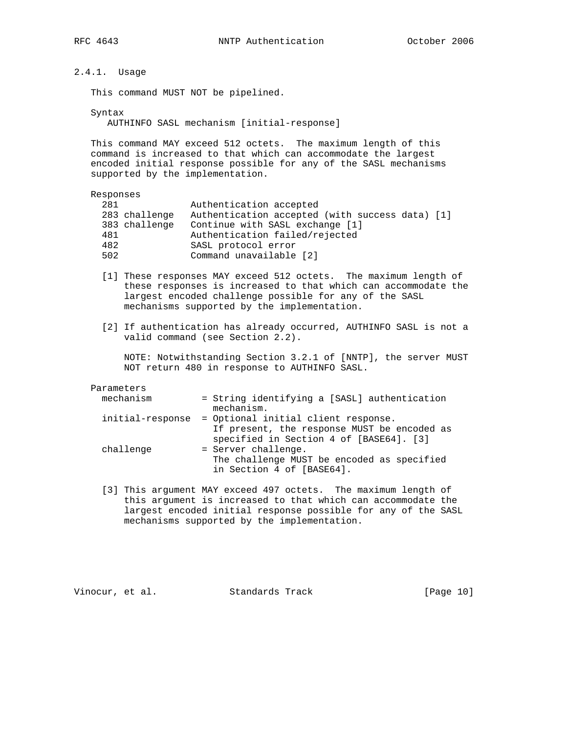### 2.4.1. Usage

This command MUST NOT be pipelined.

Syntax

```
AUTHINFO SASL mechanism [initial-response]
```

This command MAY exceed 512 octets. The maximum length of this command is increased to that which can accommodate the largest encoded initial response possible for any of the SASL mechanisms supported by the implementation.

Responses

```
281            Authentication accepted
283 challenge  Authentication accepted (with success data) [1]
383 challenge  Continue with SASL exchange [1]
481            Authentication failed/rejected
482            SASL protocol error
502            Command unavailable [2]
```

[1] These responses MAY exceed 512 octets. The maximum length of these responses is increased to that which can accommodate the largest encoded challenge possible for any of the SASL mechanisms supported by the implementation.

[2] If authentication has already occurred, AUTHINFO SASL is not a valid command (see Section 2.2).

NOTE: Notwithstanding Section 3.2.1 of [NNTP], the server MUST NOT return 480 in response to AUTHINFO SASL.

Parameters

```
mechanism         = String identifying a [SASL] authentication
                    mechanism.
initial-response  = Optional initial client response.
                    If present, the response MUST be encoded as
                    specified in Section 4 of [BASE64]. [3]
challenge         = Server challenge.
                    The challenge MUST be encoded as specified
                    in Section 4 of [BASE64].
```

[3] This argument MAY exceed 497 octets. The maximum length of this argument is increased to that which can accommodate the largest encoded initial response possible for any of the SASL mechanisms supported by the implementation.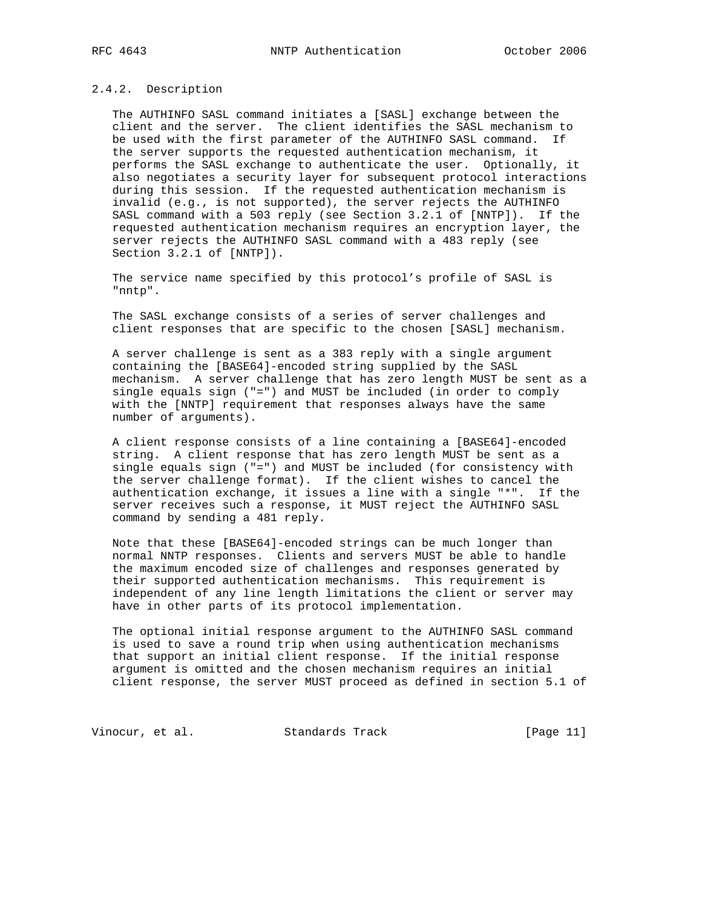### 2.4.2. Description

The AUTHINFO SASL command initiates a [SASL] exchange between the client and the server. The client identifies the SASL mechanism to be used with the first parameter of the AUTHINFO SASL command. If the server supports the requested authentication mechanism, it performs the SASL exchange to authenticate the user. Optionally, it also negotiates a security layer for subsequent protocol interactions during this session. If the requested authentication mechanism is invalid (e.g., is not supported), the server rejects the AUTHINFO SASL command with a 503 reply (see Section 3.2.1 of [NNTP]). If the requested authentication mechanism requires an encryption layer, the server rejects the AUTHINFO SASL command with a 483 reply (see Section 3.2.1 of [NNTP]).

The service name specified by this protocol's profile of SASL is "nntp".

The SASL exchange consists of a series of server challenges and client responses that are specific to the chosen [SASL] mechanism.

A server challenge is sent as a 383 reply with a single argument containing the [BASE64]-encoded string supplied by the SASL mechanism. A server challenge that has zero length MUST be sent as a single equals sign ("=") and MUST be included (in order to comply with the [NNTP] requirement that responses always have the same number of arguments).

A client response consists of a line containing a [BASE64]-encoded string. A client response that has zero length MUST be sent as a single equals sign ("=") and MUST be included (for consistency with the server challenge format). If the client wishes to cancel the authentication exchange, it issues a line with a single "*". If the server receives such a response, it MUST reject the AUTHINFO SASL command by sending a 481 reply.

Note that these [BASE64]-encoded strings can be much longer than normal NNTP responses. Clients and servers MUST be able to handle the maximum encoded size of challenges and responses generated by their supported authentication mechanisms. This requirement is independent of any line length limitations the client or server may have in other parts of its protocol implementation.

The optional initial response argument to the AUTHINFO SASL command is used to save a round trip when using authentication mechanisms that support an initial client response. If the initial response argument is omitted and the chosen mechanism requires an initial client response, the server MUST proceed as defined in section 5.1 of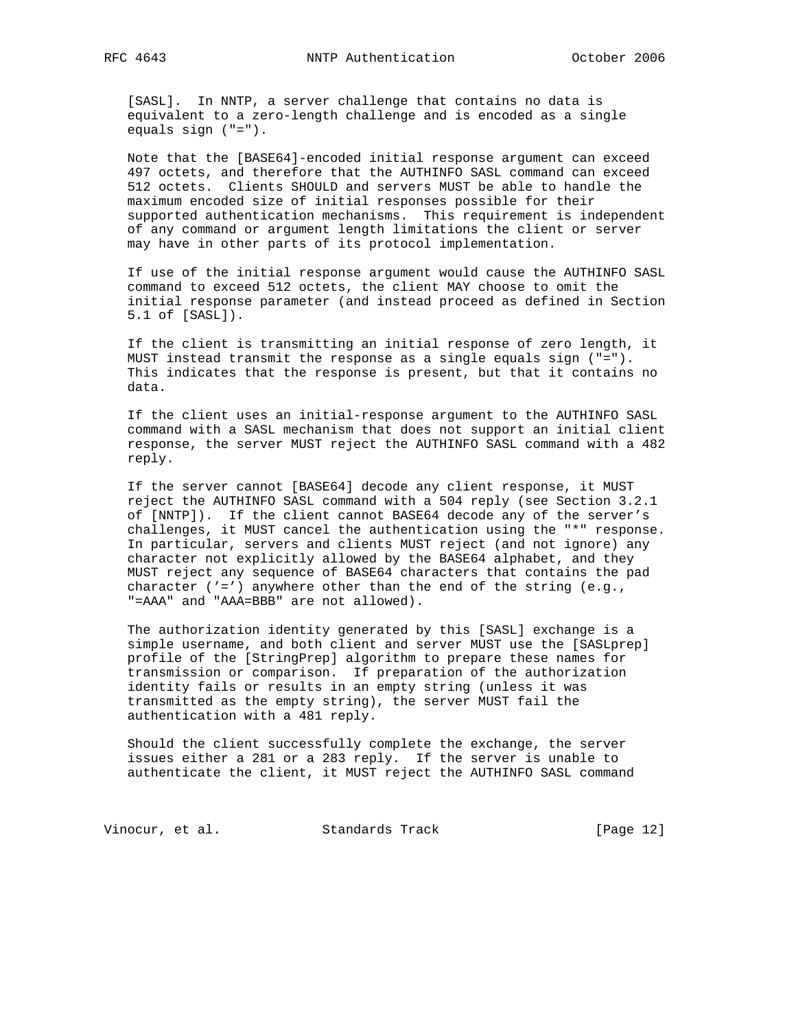[SASL]. In NNTP, a server challenge that contains no data is equivalent to a zero-length challenge and is encoded as a single equals sign ("=").

Note that the [BASE64]-encoded initial response argument can exceed 497 octets, and therefore that the AUTHINFO SASL command can exceed 512 octets. Clients SHOULD and servers MUST be able to handle the maximum encoded size of initial responses possible for their supported authentication mechanisms. This requirement is independent of any command or argument length limitations the client or server may have in other parts of its protocol implementation.

If use of the initial response argument would cause the AUTHINFO SASL command to exceed 512 octets, the client MAY choose to omit the initial response parameter (and instead proceed as defined in Section 5.1 of [SASL]).

If the client is transmitting an initial response of zero length, it MUST instead transmit the response as a single equals sign ("="). This indicates that the response is present, but that it contains no data.

If the client uses an initial-response argument to the AUTHINFO SASL command with a SASL mechanism that does not support an initial client response, the server MUST reject the AUTHINFO SASL command with a 482 reply.

If the server cannot [BASE64] decode any client response, it MUST reject the AUTHINFO SASL command with a 504 reply (see Section 3.2.1 of [NNTP]). If the client cannot BASE64 decode any of the server's challenges, it MUST cancel the authentication using the "*" response. In particular, servers and clients MUST reject (and not ignore) any character not explicitly allowed by the BASE64 alphabet, and they MUST reject any sequence of BASE64 characters that contains the pad character ('=') anywhere other than the end of the string (e.g., "=AAA" and "AAA=BBB" are not allowed).

The authorization identity generated by this [SASL] exchange is a simple username, and both client and server MUST use the [SASLprep] profile of the [StringPrep] algorithm to prepare these names for transmission or comparison. If preparation of the authorization identity fails or results in an empty string (unless it was transmitted as the empty string), the server MUST fail the authentication with a 481 reply.

Should the client successfully complete the exchange, the server issues either a 281 or a 283 reply. If the server is unable to authenticate the client, it MUST reject the AUTHINFO SASL command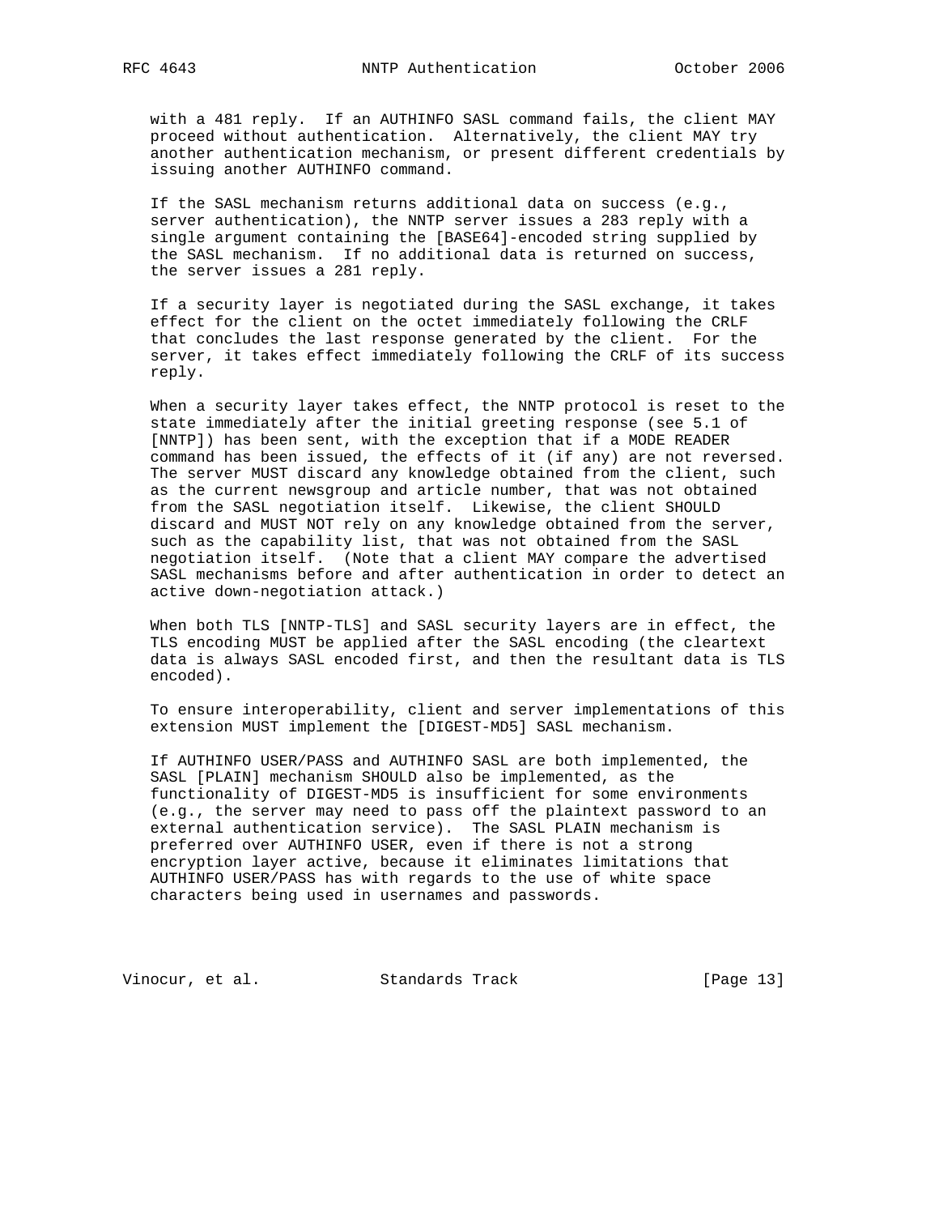with a 481 reply. If an AUTHINFO SASL command fails, the client MAY proceed without authentication. Alternatively, the client MAY try another authentication mechanism, or present different credentials by issuing another AUTHINFO command.

If the SASL mechanism returns additional data on success (e.g., server authentication), the NNTP server issues a 283 reply with a single argument containing the [BASE64]-encoded string supplied by the SASL mechanism. If no additional data is returned on success, the server issues a 281 reply.

If a security layer is negotiated during the SASL exchange, it takes effect for the client on the octet immediately following the CRLF that concludes the last response generated by the client. For the server, it takes effect immediately following the CRLF of its success reply.

When a security layer takes effect, the NNTP protocol is reset to the state immediately after the initial greeting response (see 5.1 of [NNTP]) has been sent, with the exception that if a MODE READER command has been issued, the effects of it (if any) are not reversed. The server MUST discard any knowledge obtained from the client, such as the current newsgroup and article number, that was not obtained from the SASL negotiation itself. Likewise, the client SHOULD discard and MUST NOT rely on any knowledge obtained from the server, such as the capability list, that was not obtained from the SASL negotiation itself. (Note that a client MAY compare the advertised SASL mechanisms before and after authentication in order to detect an active down-negotiation attack.)

When both TLS [NNTP-TLS] and SASL security layers are in effect, the TLS encoding MUST be applied after the SASL encoding (the cleartext data is always SASL encoded first, and then the resultant data is TLS encoded).

To ensure interoperability, client and server implementations of this extension MUST implement the [DIGEST-MD5] SASL mechanism.

If AUTHINFO USER/PASS and AUTHINFO SASL are both implemented, the SASL [PLAIN] mechanism SHOULD also be implemented, as the functionality of DIGEST-MD5 is insufficient for some environments (e.g., the server may need to pass off the plaintext password to an external authentication service). The SASL PLAIN mechanism is preferred over AUTHINFO USER, even if there is not a strong encryption layer active, because it eliminates limitations that AUTHINFO USER/PASS has with regards to the use of white space characters being used in usernames and passwords.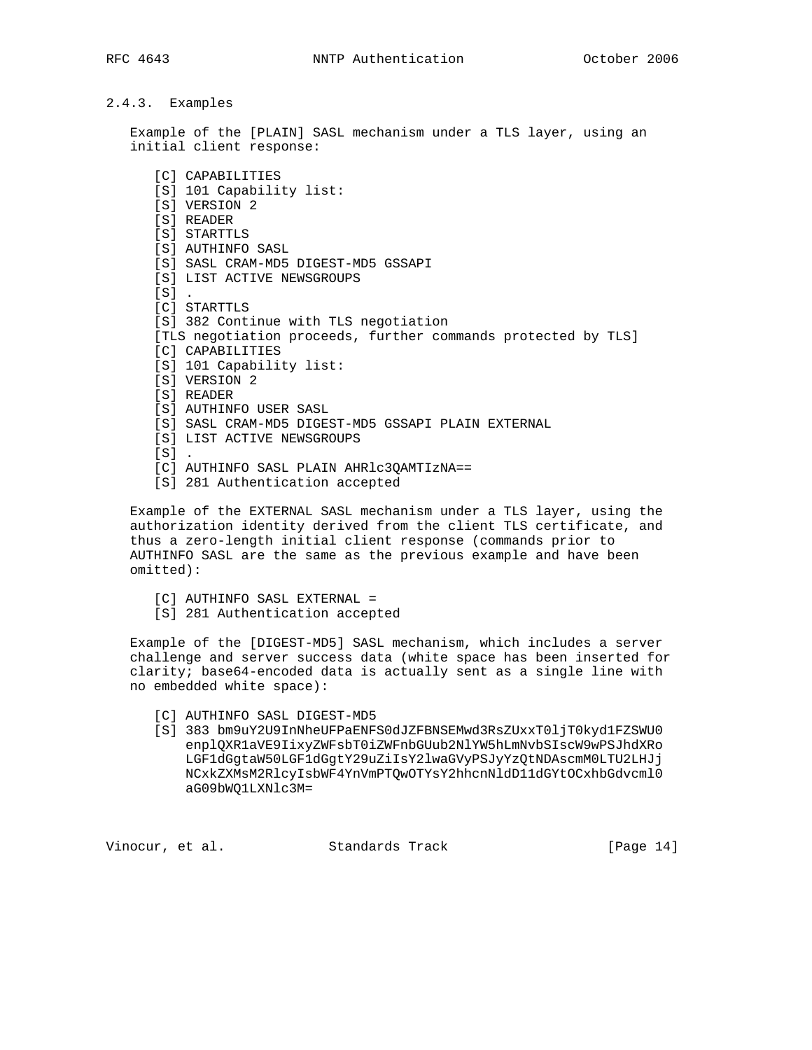### 2.4.3. Examples

Example of the [PLAIN] SASL mechanism under a TLS layer, using an initial client response:

```
[C] CAPABILITIES
[S] 101 Capability list:
[S] VERSION 2
[S] READER
[S] STARTTLS
[S] AUTHINFO SASL
[S] SASL CRAM-MD5 DIGEST-MD5 GSSAPI
[S] LIST ACTIVE NEWSGROUPS
[S] .
[C] STARTTLS
[S] 382 Continue with TLS negotiation
[TLS negotiation proceeds, further commands protected by TLS]
[C] CAPABILITIES
[S] 101 Capability list:
[S] VERSION 2
[S] READER
[S] AUTHINFO USER SASL
[S] SASL CRAM-MD5 DIGEST-MD5 GSSAPI PLAIN EXTERNAL
[S] LIST ACTIVE NEWSGROUPS
[S] .
[C] AUTHINFO SASL PLAIN AHRlc3QAMTIzNA==
[S] 281 Authentication accepted
```

Example of the EXTERNAL SASL mechanism under a TLS layer, using the authorization identity derived from the client TLS certificate, and thus a zero-length initial client response (commands prior to AUTHINFO SASL are the same as the previous example and have been omitted):

```
[C] AUTHINFO SASL EXTERNAL =
[S] 281 Authentication accepted
```

Example of the [DIGEST-MD5] SASL mechanism, which includes a server challenge and server success data (white space has been inserted for clarity; base64-encoded data is actually sent as a single line with no embedded white space):

```
[C] AUTHINFO SASL DIGEST-MD5
[S] 383 bm9uY2U9InNheUFPaENFS0dJZFBNSEMwd3RsZUxxT0ljT0kyd1FZSWU0
    enplQXR1aVE9IixyZWFsbT0iZWFnbGUub2NlYW5hLmNvbSIscW9wPSJhdXRo
    LGF1dGgtaW50LGF1dGgtY29uZiIsY2lwaGVyPSJyYzQtNDAscmM0LTU2LHJj
    NCxkZXMsM2RlcyIsbWF4YnVmPTQwOTYsY2hhcnNldD11dGYtOCxhbGdvcml0
    aG09bWQ1LXNlc3M=
```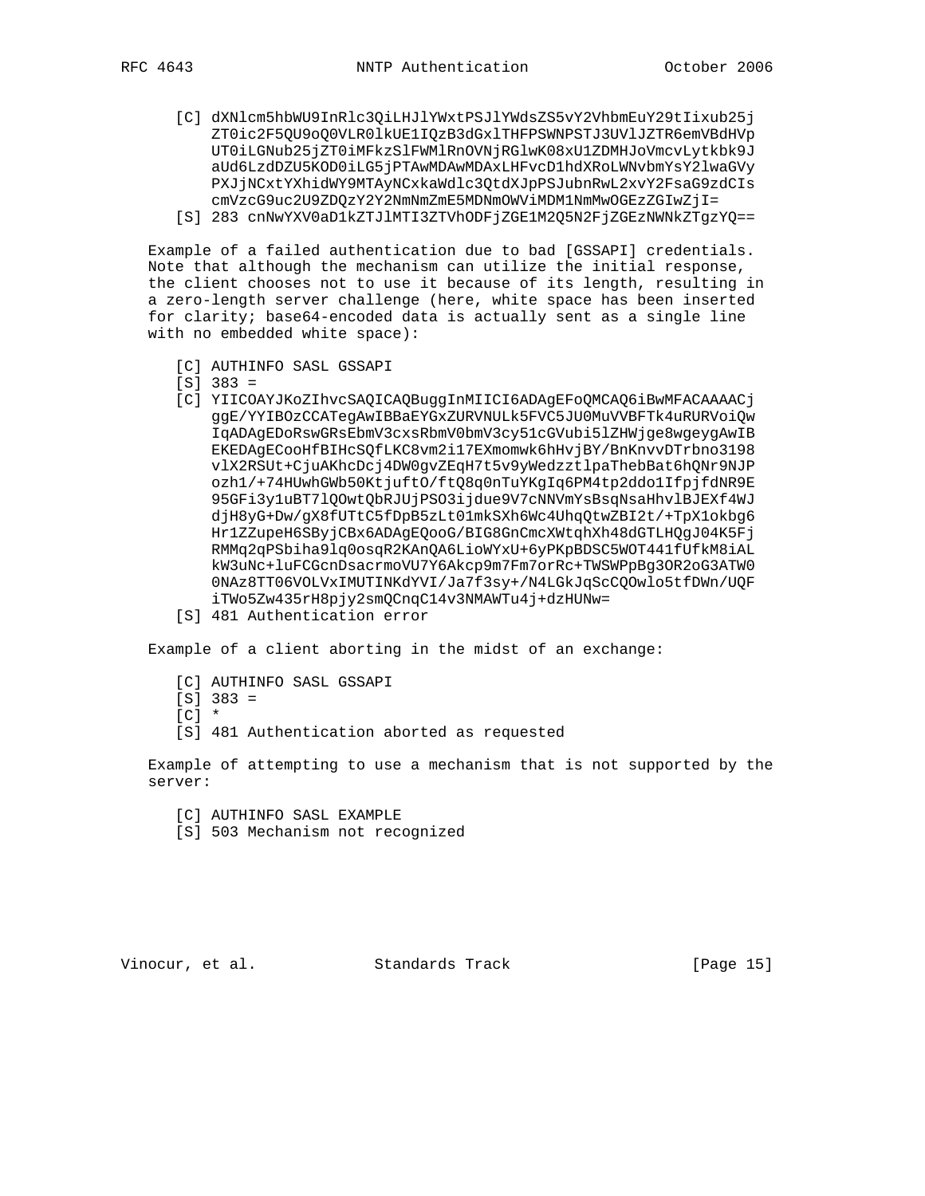```
[C] dXNlcm5hbWU9InRlc3QiLHJlYWxtPSJlYWdsZS5vY2VhbmEuY29tIixub25j
    ZT0ic2F5QU9oQ0VLR0lkUE1IQzB3dGxlTHFPSWNPSTJ3UVlJZTR6emVBdHVp
    UT0iLGNub25jZT0iMFkzSlFWMlRnOVNjRGlwK08xU1ZDMHJoVmcvLytkbk9J
    aUd6LzdDZU5KOD0iLG5jPTAwMDAwMDAxLHFvcD1hdXRoLWNvbmYsY2lwaGVy
    PXJjNCxtYXhidWY9MTAyNCxkaWdlc3QtdXJpPSJubnRwL2xvY2FsaG9zdCIs
    cmVzcG9uc2U9ZDQzY2Y2NmNmZmE5MDNmOWViMDM1NmMwOGEzZGIwZjI=
[S] 283 cnNwYXV0aD1kZTJlMTI3ZTVhODFjZGE1M2Q5N2FjZGEzNWNkZTgzYQ==
```

Example of a failed authentication due to bad [GSSAPI] credentials. Note that although the mechanism can utilize the initial response, the client chooses not to use it because of its length, resulting in a zero-length server challenge (here, white space has been inserted for clarity; base64-encoded data is actually sent as a single line with no embedded white space):

```
[C] AUTHINFO SASL GSSAPI
[S] 383 =
[C] YIICOAYJKoZIhvcSAQICAQBuggInMIICI6ADAgEFoQMCAQ6iBwMFACAAAACj
    ggE/YYIBOzCCATegAwIBBaEYGxZURVNULk5FVC5JU0MuVVBFTk4uRURVoiQw
    IqADAgEDoRswGRsEbmV3cxsRbmV0bmV3cy51cGVubi5lZHWjge8wgeygAwIB
    EKEDAgECooHfBIHcSQfLKC8vm2i17EXmomwk6hHvjBY/BnKnvvDTrbno3198
    vlX2RSUt+CjuAKhcDcj4DW0gvZEqH7t5v9yWedzztlpaThebBat6hQNr9NJP
    ozh1/+74HUwhGWb50KtjuftO/ftQ8q0nTuYKgIq6PM4tp2ddo1IfpjfdNR9E
    95GFi3y1uBT7lQOwtQbRJUjPSO3ijdue9V7cNNVmYsBsqNsaHhvlBJEXf4WJ
    djH8yG+Dw/gX8fUTtC5fDpB5zLt01mkSXh6Wc4UhqQtwZBI2t/+TpX1okbg6
    Hr1ZZupeH6SByjCBx6ADAgEQooG/BIG8GnCmcXWtqhXh48dGTLHQgJ04K5Fj
    RMMq2qPSbiha9lq0osqR2KAnQA6LioWYxU+6yPKpBDSC5WOT441fUfkM8iAL
    kW3uNc+luFCGcnDsacrmoVU7Y6Akcp9m7Fm7orRc+TWSWPpBg3OR2oG3ATW0
    0NAz8TT06VOLVxIMUTINKdYVI/Ja7f3sy+/N4LGkJqScCQOwlo5tfDWn/UQF
    iTWo5Zw435rH8pjy2smQCnqC14v3NMAWTu4j+dzHUNw=
[S] 481 Authentication error
```

Example of a client aborting in the midst of an exchange:

```
[C] AUTHINFO SASL GSSAPI
[S] 383 =
[C] *
[S] 481 Authentication aborted as requested
```

Example of attempting to use a mechanism that is not supported by the server:

```
[C] AUTHINFO SASL EXAMPLE
[S] 503 Mechanism not recognized
```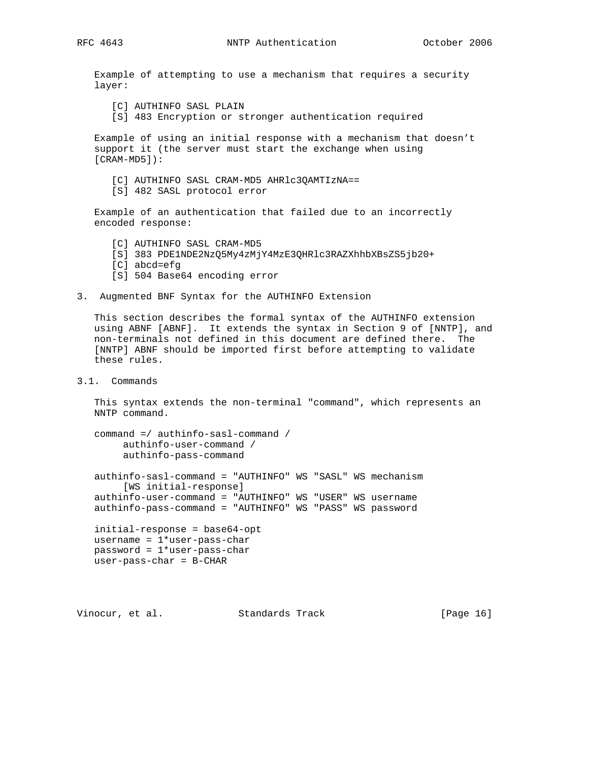Example of attempting to use a mechanism that requires a security layer:

```
[C] AUTHINFO SASL PLAIN
[S] 483 Encryption or stronger authentication required
```

Example of using an initial response with a mechanism that doesn't support it (the server must start the exchange when using [CRAM-MD5]):

```
[C] AUTHINFO SASL CRAM-MD5 AHRlc3QAMTIzNA==
[S] 482 SASL protocol error
```

Example of an authentication that failed due to an incorrectly encoded response:

```
[C] AUTHINFO SASL CRAM-MD5
[S] 383 PDE1NDE2NzQ5My4zMjY4MzE3QHRlc3RAZXhhbXBsZS5jb20+
[C] abcd=efg
[S] 504 Base64 encoding error
```

## 3. Augmented BNF Syntax for the AUTHINFO Extension

This section describes the formal syntax of the AUTHINFO extension using ABNF [ABNF]. It extends the syntax in Section 9 of [NNTP], and non-terminals not defined in this document are defined there. The [NNTP] ABNF should be imported first before attempting to validate these rules.

### 3.1. Commands

This syntax extends the non-terminal "command", which represents an NNTP command.

```
command =/ authinfo-sasl-command /
     authinfo-user-command /
     authinfo-pass-command

authinfo-sasl-command = "AUTHINFO" WS "SASL" WS mechanism
     [WS initial-response]
authinfo-user-command = "AUTHINFO" WS "USER" WS username
authinfo-pass-command = "AUTHINFO" WS "PASS" WS password

initial-response = base64-opt
username = 1*user-pass-char
password = 1*user-pass-char
user-pass-char = B-CHAR
```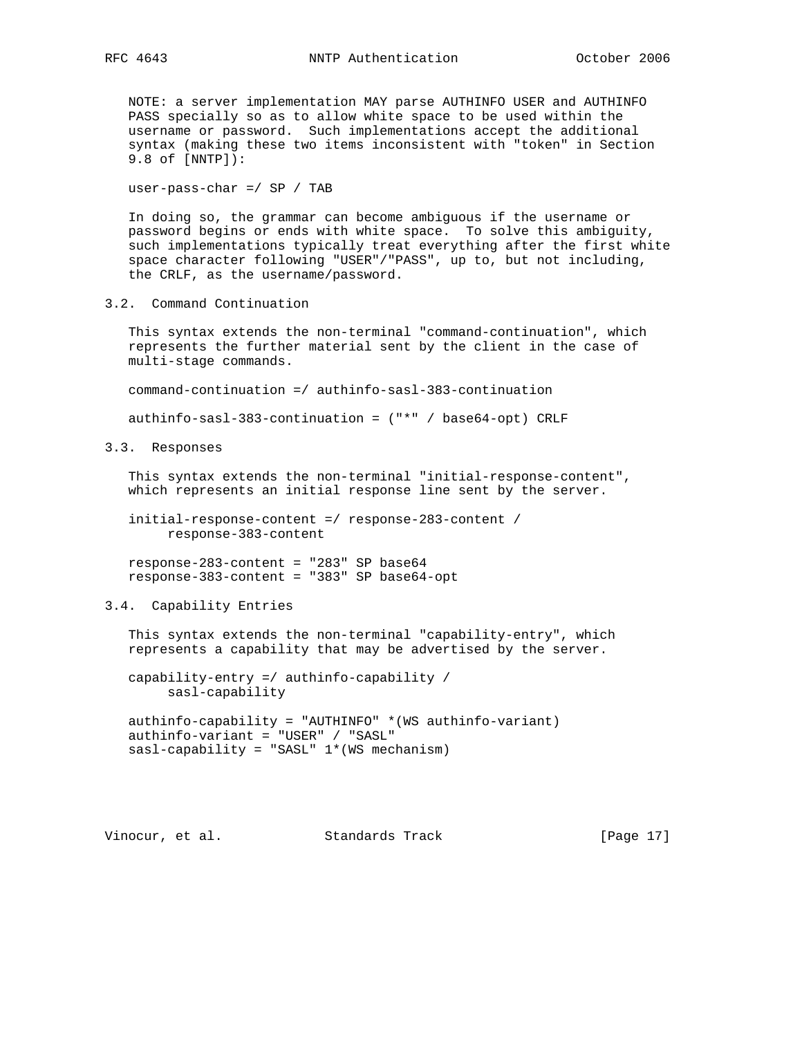NOTE: a server implementation MAY parse AUTHINFO USER and AUTHINFO PASS specially so as to allow white space to be used within the username or password. Such implementations accept the additional syntax (making these two items inconsistent with "token" in Section 9.8 of [NNTP]):

```
user-pass-char =/ SP / TAB
```

In doing so, the grammar can become ambiguous if the username or password begins or ends with white space. To solve this ambiguity, such implementations typically treat everything after the first white space character following "USER"/"PASS", up to, but not including, the CRLF, as the username/password.

### 3.2. Command Continuation

This syntax extends the non-terminal "command-continuation", which represents the further material sent by the client in the case of multi-stage commands.

```
command-continuation =/ authinfo-sasl-383-continuation

authinfo-sasl-383-continuation = ("*" / base64-opt) CRLF
```

### 3.3. Responses

This syntax extends the non-terminal "initial-response-content", which represents an initial response line sent by the server.

```
initial-response-content =/ response-283-content /
     response-383-content

response-283-content = "283" SP base64
response-383-content = "383" SP base64-opt
```

### 3.4. Capability Entries

This syntax extends the non-terminal "capability-entry", which represents a capability that may be advertised by the server.

```
capability-entry =/ authinfo-capability /
     sasl-capability

authinfo-capability = "AUTHINFO" *(WS authinfo-variant)
authinfo-variant = "USER" / "SASL"
sasl-capability = "SASL" 1*(WS mechanism)
```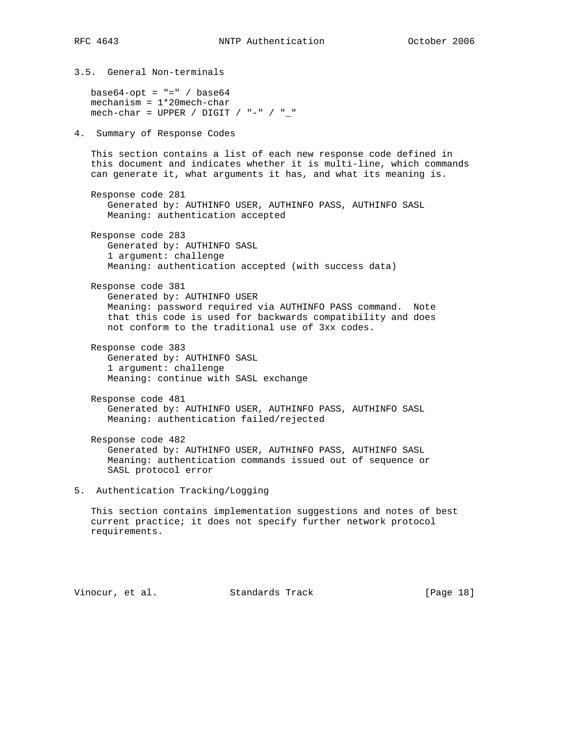### 3.5. General Non-terminals

```
base64-opt = "=" / base64
mechanism = 1*20mech-char
mech-char = UPPER / DIGIT / "-" / "_"
```

## 4. Summary of Response Codes

This section contains a list of each new response code defined in this document and indicates whether it is multi-line, which commands can generate it, what arguments it has, and what its meaning is.

Response code 281
  Generated by: AUTHINFO USER, AUTHINFO PASS, AUTHINFO SASL
  Meaning: authentication accepted

Response code 283
  Generated by: AUTHINFO SASL
  1 argument: challenge
  Meaning: authentication accepted (with success data)

Response code 381
  Generated by: AUTHINFO USER
  Meaning: password required via AUTHINFO PASS command. Note that this code is used for backwards compatibility and does not conform to the traditional use of 3xx codes.

Response code 383
  Generated by: AUTHINFO SASL
  1 argument: challenge
  Meaning: continue with SASL exchange

Response code 481
  Generated by: AUTHINFO USER, AUTHINFO PASS, AUTHINFO SASL
  Meaning: authentication failed/rejected

Response code 482
  Generated by: AUTHINFO USER, AUTHINFO PASS, AUTHINFO SASL
  Meaning: authentication commands issued out of sequence or SASL protocol error

## 5. Authentication Tracking/Logging

This section contains implementation suggestions and notes of best current practice; it does not specify further network protocol requirements.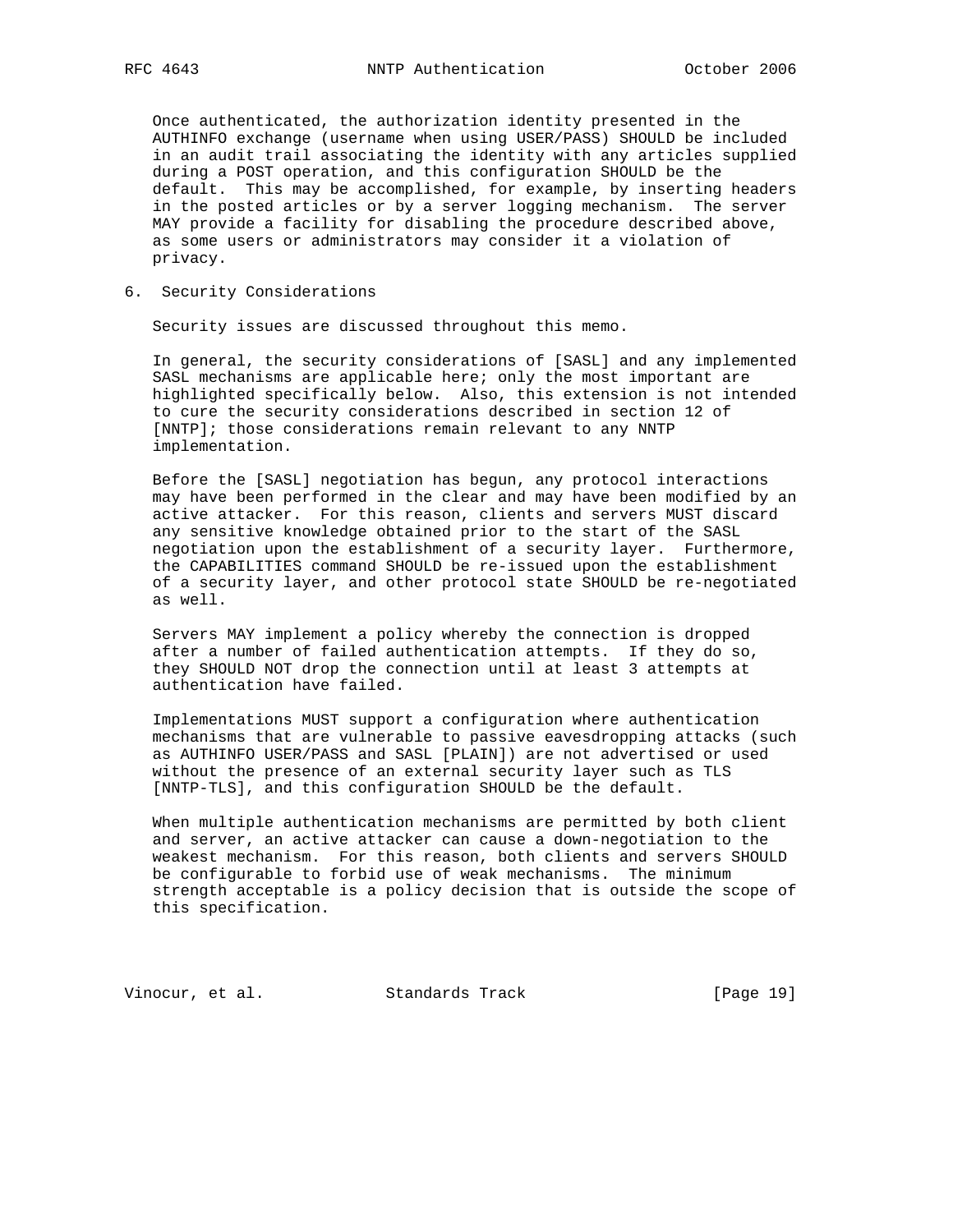Once authenticated, the authorization identity presented in the AUTHINFO exchange (username when using USER/PASS) SHOULD be included in an audit trail associating the identity with any articles supplied during a POST operation, and this configuration SHOULD be the default. This may be accomplished, for example, by inserting headers in the posted articles or by a server logging mechanism. The server MAY provide a facility for disabling the procedure described above, as some users or administrators may consider it a violation of privacy.

## 6. Security Considerations

Security issues are discussed throughout this memo.

In general, the security considerations of [SASL] and any implemented SASL mechanisms are applicable here; only the most important are highlighted specifically below. Also, this extension is not intended to cure the security considerations described in section 12 of [NNTP]; those considerations remain relevant to any NNTP implementation.

Before the [SASL] negotiation has begun, any protocol interactions may have been performed in the clear and may have been modified by an active attacker. For this reason, clients and servers MUST discard any sensitive knowledge obtained prior to the start of the SASL negotiation upon the establishment of a security layer. Furthermore, the CAPABILITIES command SHOULD be re-issued upon the establishment of a security layer, and other protocol state SHOULD be re-negotiated as well.

Servers MAY implement a policy whereby the connection is dropped after a number of failed authentication attempts. If they do so, they SHOULD NOT drop the connection until at least 3 attempts at authentication have failed.

Implementations MUST support a configuration where authentication mechanisms that are vulnerable to passive eavesdropping attacks (such as AUTHINFO USER/PASS and SASL [PLAIN]) are not advertised or used without the presence of an external security layer such as TLS [NNTP-TLS], and this configuration SHOULD be the default.

When multiple authentication mechanisms are permitted by both client and server, an active attacker can cause a down-negotiation to the weakest mechanism. For this reason, both clients and servers SHOULD be configurable to forbid use of weak mechanisms. The minimum strength acceptable is a policy decision that is outside the scope of this specification.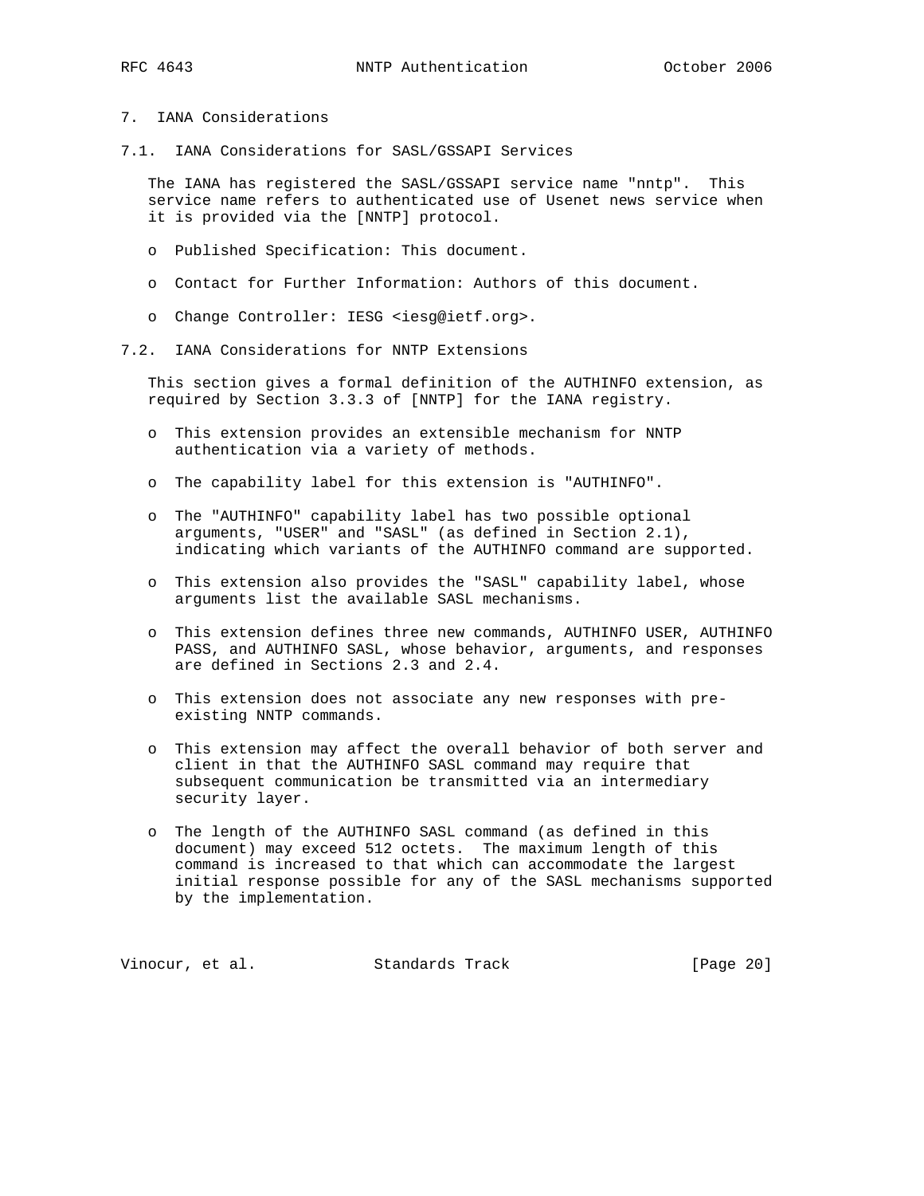## 7. IANA Considerations

### 7.1. IANA Considerations for SASL/GSSAPI Services

The IANA has registered the SASL/GSSAPI service name "nntp". This service name refers to authenticated use of Usenet news service when it is provided via the [NNTP] protocol.

- Published Specification: This document.
- Contact for Further Information: Authors of this document.
- Change Controller: IESG <iesg@ietf.org>.

### 7.2. IANA Considerations for NNTP Extensions

This section gives a formal definition of the AUTHINFO extension, as required by Section 3.3.3 of [NNTP] for the IANA registry.

- This extension provides an extensible mechanism for NNTP authentication via a variety of methods.
- The capability label for this extension is "AUTHINFO".
- The "AUTHINFO" capability label has two possible optional arguments, "USER" and "SASL" (as defined in Section 2.1), indicating which variants of the AUTHINFO command are supported.
- This extension also provides the "SASL" capability label, whose arguments list the available SASL mechanisms.
- This extension defines three new commands, AUTHINFO USER, AUTHINFO PASS, and AUTHINFO SASL, whose behavior, arguments, and responses are defined in Sections 2.3 and 2.4.
- This extension does not associate any new responses with pre-existing NNTP commands.
- This extension may affect the overall behavior of both server and client in that the AUTHINFO SASL command may require that subsequent communication be transmitted via an intermediary security layer.
- The length of the AUTHINFO SASL command (as defined in this document) may exceed 512 octets. The maximum length of this command is increased to that which can accommodate the largest initial response possible for any of the SASL mechanisms supported by the implementation.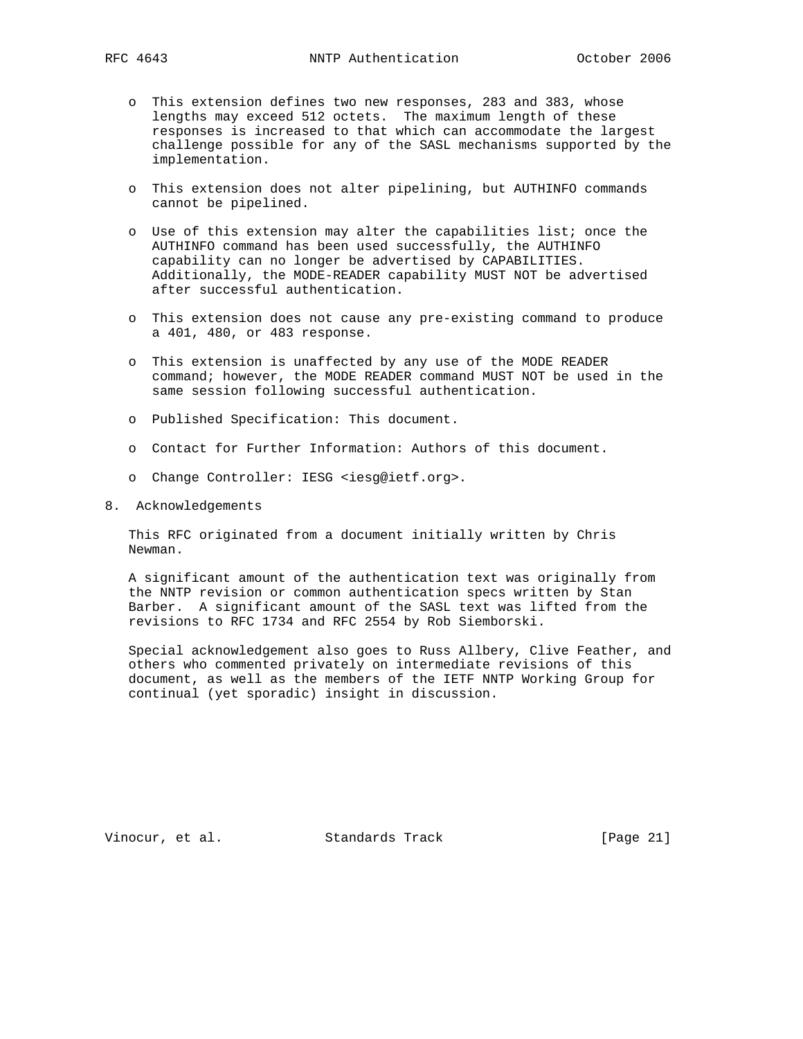- This extension defines two new responses, 283 and 383, whose lengths may exceed 512 octets. The maximum length of these responses is increased to that which can accommodate the largest challenge possible for any of the SASL mechanisms supported by the implementation.

- This extension does not alter pipelining, but AUTHINFO commands cannot be pipelined.

- Use of this extension may alter the capabilities list; once the AUTHINFO command has been used successfully, the AUTHINFO capability can no longer be advertised by CAPABILITIES. Additionally, the MODE-READER capability MUST NOT be advertised after successful authentication.

- This extension does not cause any pre-existing command to produce a 401, 480, or 483 response.

- This extension is unaffected by any use of the MODE READER command; however, the MODE READER command MUST NOT be used in the same session following successful authentication.

- Published Specification: This document.

- Contact for Further Information: Authors of this document.

- Change Controller: IESG <iesg@ietf.org>.

## 8. Acknowledgements

This RFC originated from a document initially written by Chris Newman.

A significant amount of the authentication text was originally from the NNTP revision or common authentication specs written by Stan Barber. A significant amount of the SASL text was lifted from the revisions to RFC 1734 and RFC 2554 by Rob Siemborski.

Special acknowledgement also goes to Russ Allbery, Clive Feather, and others who commented privately on intermediate revisions of this document, as well as the members of the IETF NNTP Working Group for continual (yet sporadic) insight in discussion.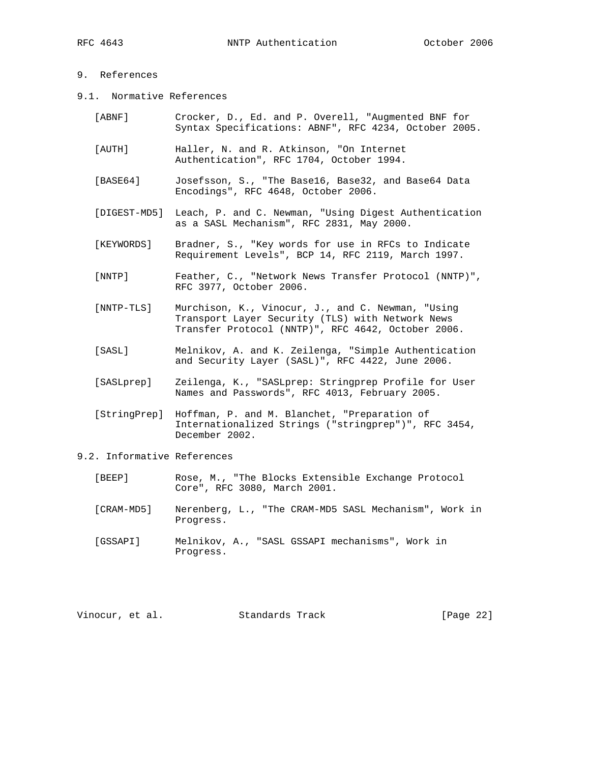# 9. References

## 9.1. Normative References

[ABNF] Crocker, D., Ed. and P. Overell, "Augmented BNF for Syntax Specifications: ABNF", RFC 4234, October 2005.

[AUTH] Haller, N. and R. Atkinson, "On Internet Authentication", RFC 1704, October 1994.

[BASE64] Josefsson, S., "The Base16, Base32, and Base64 Data Encodings", RFC 4648, October 2006.

[DIGEST-MD5] Leach, P. and C. Newman, "Using Digest Authentication as a SASL Mechanism", RFC 2831, May 2000.

[KEYWORDS] Bradner, S., "Key words for use in RFCs to Indicate Requirement Levels", BCP 14, RFC 2119, March 1997.

[NNTP] Feather, C., "Network News Transfer Protocol (NNTP)", RFC 3977, October 2006.

[NNTP-TLS] Murchison, K., Vinocur, J., and C. Newman, "Using Transport Layer Security (TLS) with Network News Transfer Protocol (NNTP)", RFC 4642, October 2006.

[SASL] Melnikov, A. and K. Zeilenga, "Simple Authentication and Security Layer (SASL)", RFC 4422, June 2006.

[SASLprep] Zeilenga, K., "SASLprep: Stringprep Profile for User Names and Passwords", RFC 4013, February 2005.

[StringPrep] Hoffman, P. and M. Blanchet, "Preparation of Internationalized Strings ("stringprep")", RFC 3454, December 2002.

## 9.2. Informative References

[BEEP] Rose, M., "The Blocks Extensible Exchange Protocol Core", RFC 3080, March 2001.

[CRAM-MD5] Nerenberg, L., "The CRAM-MD5 SASL Mechanism", Work in Progress.

[GSSAPI] Melnikov, A., "SASL GSSAPI mechanisms", Work in Progress.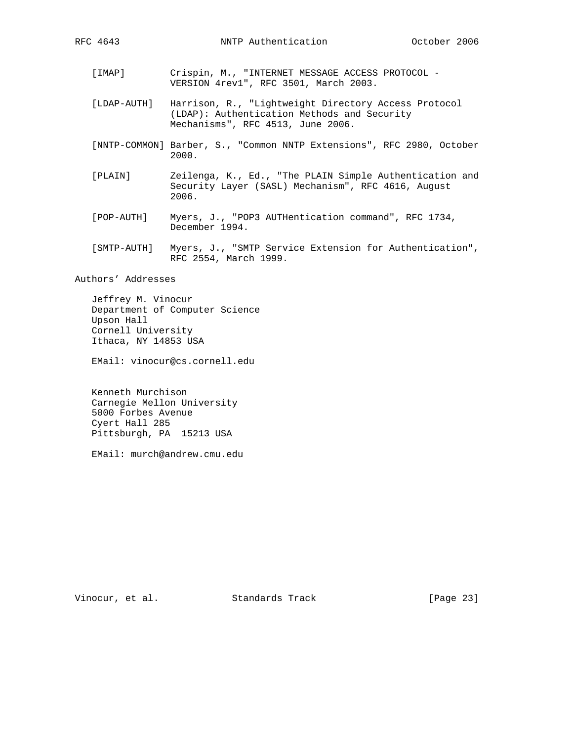[IMAP] Crispin, M., "INTERNET MESSAGE ACCESS PROTOCOL - VERSION 4rev1", RFC 3501, March 2003.

[LDAP-AUTH] Harrison, R., "Lightweight Directory Access Protocol (LDAP): Authentication Methods and Security Mechanisms", RFC 4513, June 2006.

[NNTP-COMMON] Barber, S., "Common NNTP Extensions", RFC 2980, October 2000.

[PLAIN] Zeilenga, K., Ed., "The PLAIN Simple Authentication and Security Layer (SASL) Mechanism", RFC 4616, August 2006.

[POP-AUTH] Myers, J., "POP3 AUTHentication command", RFC 1734, December 1994.

[SMTP-AUTH] Myers, J., "SMTP Service Extension for Authentication", RFC 2554, March 1999.

## Authors' Addresses

Jeffrey M. Vinocur
Department of Computer Science
Upson Hall
Cornell University
Ithaca, NY 14853 USA

EMail: vinocur@cs.cornell.edu

Kenneth Murchison
Carnegie Mellon University
5000 Forbes Avenue
Cyert Hall 285
Pittsburgh, PA 15213 USA

EMail: murch@andrew.cmu.edu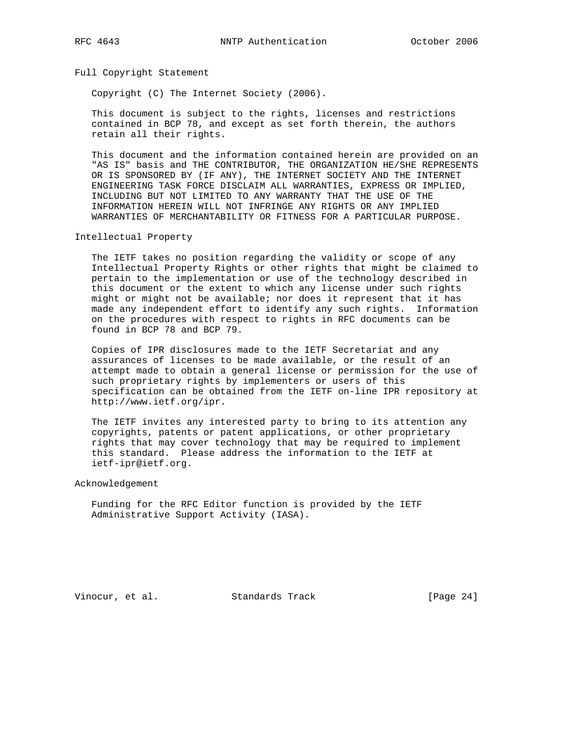## Full Copyright Statement

Copyright (C) The Internet Society (2006).

This document is subject to the rights, licenses and restrictions contained in BCP 78, and except as set forth therein, the authors retain all their rights.

This document and the information contained herein are provided on an "AS IS" basis and THE CONTRIBUTOR, THE ORGANIZATION HE/SHE REPRESENTS OR IS SPONSORED BY (IF ANY), THE INTERNET SOCIETY AND THE INTERNET ENGINEERING TASK FORCE DISCLAIM ALL WARRANTIES, EXPRESS OR IMPLIED, INCLUDING BUT NOT LIMITED TO ANY WARRANTY THAT THE USE OF THE INFORMATION HEREIN WILL NOT INFRINGE ANY RIGHTS OR ANY IMPLIED WARRANTIES OF MERCHANTABILITY OR FITNESS FOR A PARTICULAR PURPOSE.

## Intellectual Property

The IETF takes no position regarding the validity or scope of any Intellectual Property Rights or other rights that might be claimed to pertain to the implementation or use of the technology described in this document or the extent to which any license under such rights might or might not be available; nor does it represent that it has made any independent effort to identify any such rights. Information on the procedures with respect to rights in RFC documents can be found in BCP 78 and BCP 79.

Copies of IPR disclosures made to the IETF Secretariat and any assurances of licenses to be made available, or the result of an attempt made to obtain a general license or permission for the use of such proprietary rights by implementers or users of this specification can be obtained from the IETF on-line IPR repository at http://www.ietf.org/ipr.

The IETF invites any interested party to bring to its attention any copyrights, patents or patent applications, or other proprietary rights that may cover technology that may be required to implement this standard. Please address the information to the IETF at ietf-ipr@ietf.org.

## Acknowledgement

Funding for the RFC Editor function is provided by the IETF Administrative Support Activity (IASA).